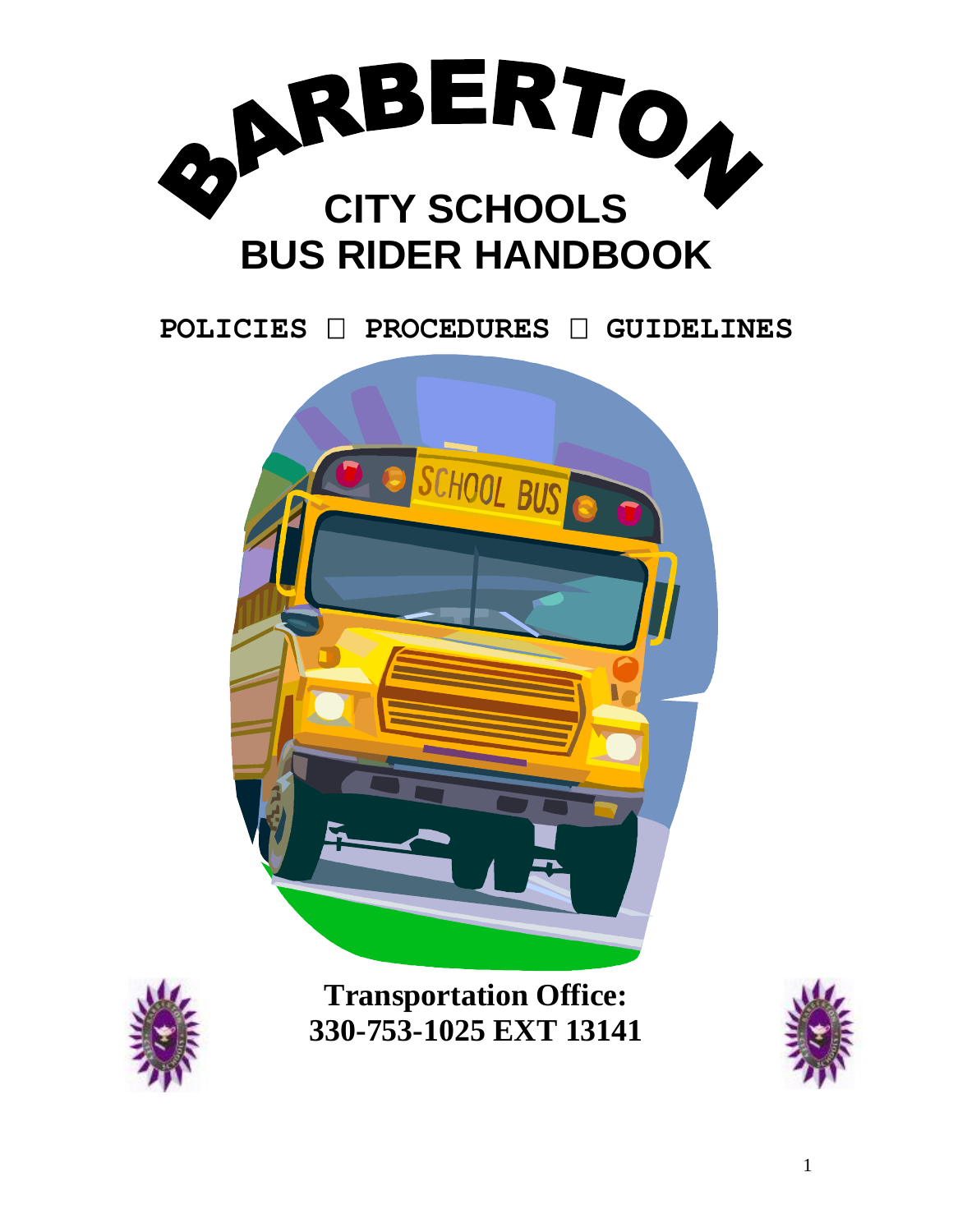# BARBERTON CITY SCHOOLS BUS RIDER HANDBOOK

**POLICIES  PROCEDURES  GUIDELINES**

**Transportation Office:**
**330-753-1025 EXT 13141**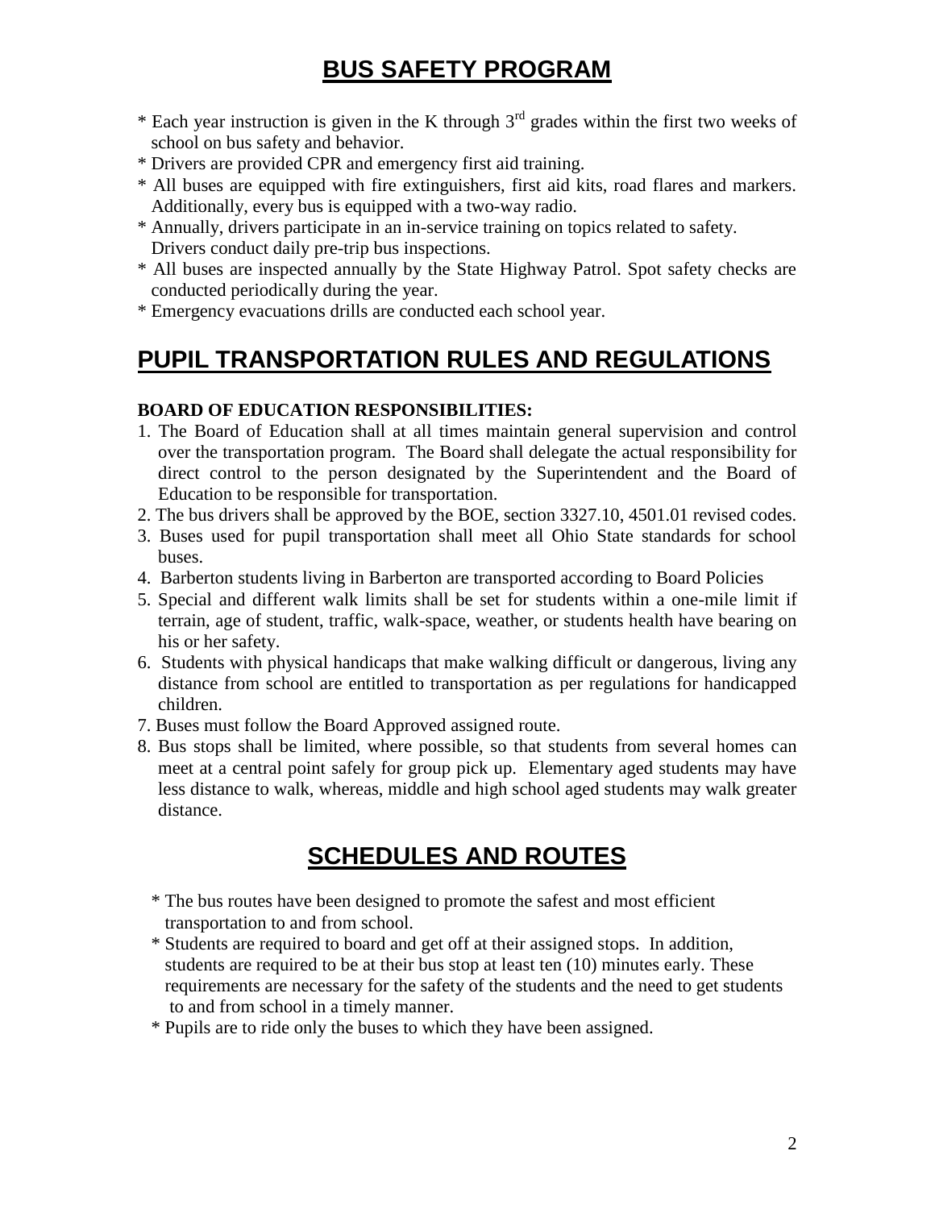## BUS SAFETY PROGRAM

* Each year instruction is given in the K through 3rd grades within the first two weeks of school on bus safety and behavior.
* Drivers are provided CPR and emergency first aid training.
* All buses are equipped with fire extinguishers, first aid kits, road flares and markers. Additionally, every bus is equipped with a two-way radio.
* Annually, drivers participate in an in-service training on topics related to safety. Drivers conduct daily pre-trip bus inspections.
* All buses are inspected annually by the State Highway Patrol. Spot safety checks are conducted periodically during the year.
* Emergency evacuations drills are conducted each school year.

## PUPIL TRANSPORTATION RULES AND REGULATIONS

**BOARD OF EDUCATION RESPONSIBILITIES:**

1. The Board of Education shall at all times maintain general supervision and control over the transportation program. The Board shall delegate the actual responsibility for direct control to the person designated by the Superintendent and the Board of Education to be responsible for transportation.
2. The bus drivers shall be approved by the BOE, section 3327.10, 4501.01 revised codes.
3. Buses used for pupil transportation shall meet all Ohio State standards for school buses.
4. Barberton students living in Barberton are transported according to Board Policies
5. Special and different walk limits shall be set for students within a one-mile limit if terrain, age of student, traffic, walk-space, weather, or students health have bearing on his or her safety.
6. Students with physical handicaps that make walking difficult or dangerous, living any distance from school are entitled to transportation as per regulations for handicapped children.
7. Buses must follow the Board Approved assigned route.
8. Bus stops shall be limited, where possible, so that students from several homes can meet at a central point safely for group pick up. Elementary aged students may have less distance to walk, whereas, middle and high school aged students may walk greater distance.

## SCHEDULES AND ROUTES

* The bus routes have been designed to promote the safest and most efficient transportation to and from school.
* Students are required to board and get off at their assigned stops. In addition, students are required to be at their bus stop at least ten (10) minutes early. These requirements are necessary for the safety of the students and the need to get students to and from school in a timely manner.
* Pupils are to ride only the buses to which they have been assigned.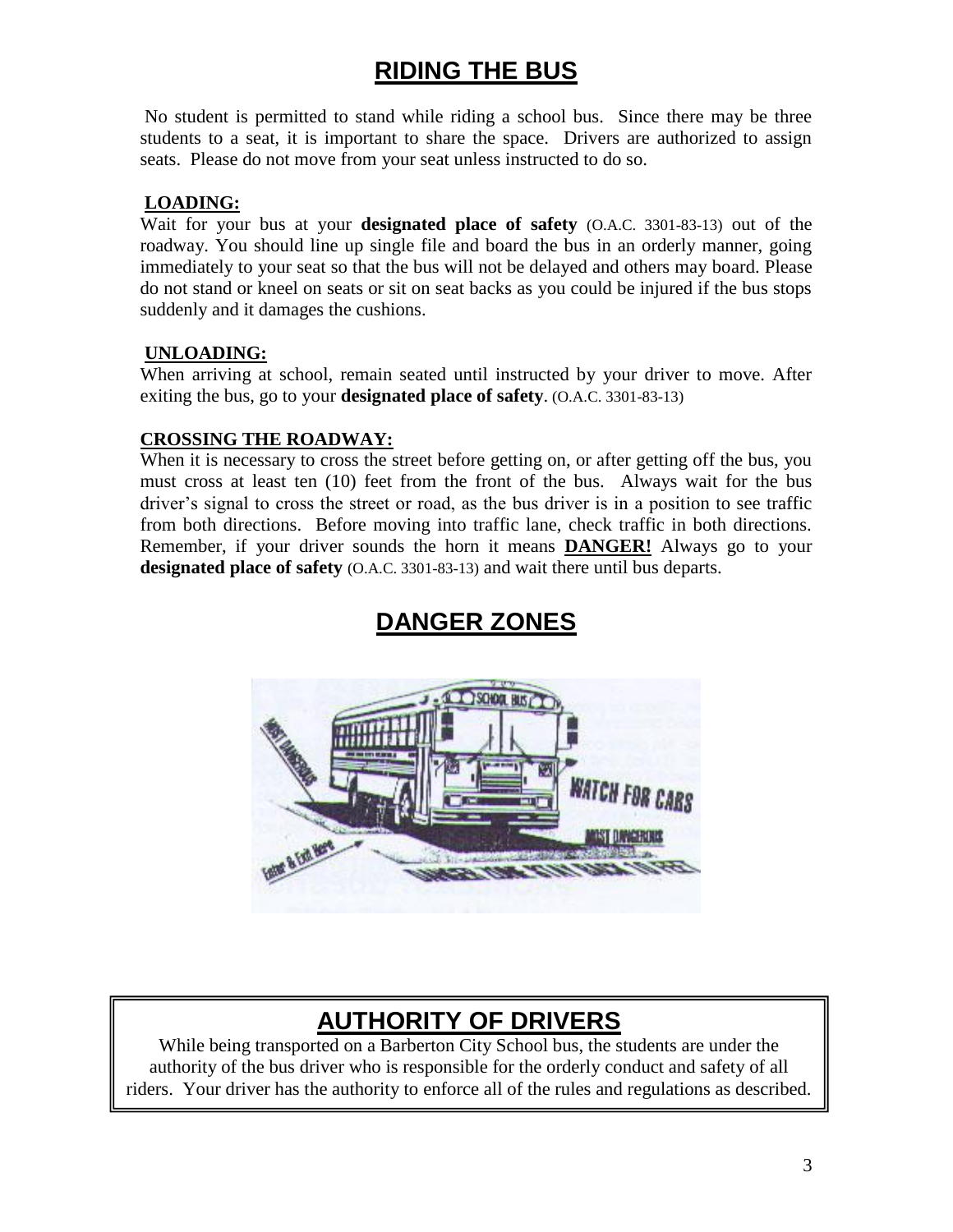# RIDING THE BUS

No student is permitted to stand while riding a school bus. Since there may be three students to a seat, it is important to share the space. Drivers are authorized to assign seats. Please do not move from your seat unless instructed to do so.

**LOADING:**

Wait for your bus at your **designated place of safety** (O.A.C. 3301-83-13) out of the roadway. You should line up single file and board the bus in an orderly manner, going immediately to your seat so that the bus will not be delayed and others may board. Please do not stand or kneel on seats or sit on seat backs as you could be injured if the bus stops suddenly and it damages the cushions.

**UNLOADING:**

When arriving at school, remain seated until instructed by your driver to move. After exiting the bus, go to your **designated place of safety**. (O.A.C. 3301-83-13)

**CROSSING THE ROADWAY:**

When it is necessary to cross the street before getting on, or after getting off the bus, you must cross at least ten (10) feet from the front of the bus. Always wait for the bus driver's signal to cross the street or road, as the bus driver is in a position to see traffic from both directions. Before moving into traffic lane, check traffic in both directions. Remember, if your driver sounds the horn it means **DANGER!** Always go to your **designated place of safety** (O.A.C. 3301-83-13) and wait there until bus departs.

# DANGER ZONES

# AUTHORITY OF DRIVERS

While being transported on a Barberton City School bus, the students are under the authority of the bus driver who is responsible for the orderly conduct and safety of all riders. Your driver has the authority to enforce all of the rules and regulations as described.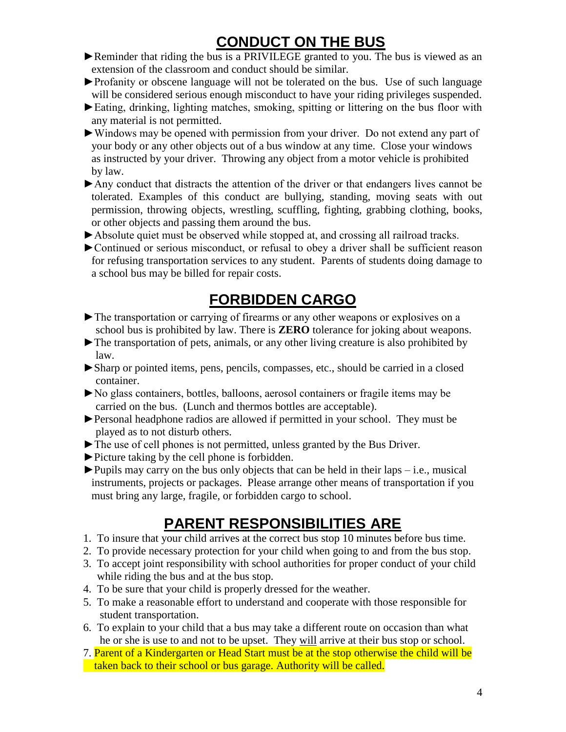## CONDUCT ON THE BUS

- ►Reminder that riding the bus is a PRIVILEGE granted to you. The bus is viewed as an extension of the classroom and conduct should be similar.
- ►Profanity or obscene language will not be tolerated on the bus. Use of such language will be considered serious enough misconduct to have your riding privileges suspended.
- ►Eating, drinking, lighting matches, smoking, spitting or littering on the bus floor with any material is not permitted.
- ►Windows may be opened with permission from your driver. Do not extend any part of your body or any other objects out of a bus window at any time. Close your windows as instructed by your driver. Throwing any object from a motor vehicle is prohibited by law.
- ►Any conduct that distracts the attention of the driver or that endangers lives cannot be tolerated. Examples of this conduct are bullying, standing, moving seats with out permission, throwing objects, wrestling, scuffling, fighting, grabbing clothing, books, or other objects and passing them around the bus.
- ►Absolute quiet must be observed while stopped at, and crossing all railroad tracks.
- ►Continued or serious misconduct, or refusal to obey a driver shall be sufficient reason for refusing transportation services to any student. Parents of students doing damage to a school bus may be billed for repair costs.

## FORBIDDEN CARGO

- ►The transportation or carrying of firearms or any other weapons or explosives on a school bus is prohibited by law. There is **ZERO** tolerance for joking about weapons.
- ►The transportation of pets, animals, or any other living creature is also prohibited by law.
- ►Sharp or pointed items, pens, pencils, compasses, etc., should be carried in a closed container.
- ►No glass containers, bottles, balloons, aerosol containers or fragile items may be carried on the bus. (Lunch and thermos bottles are acceptable).
- ►Personal headphone radios are allowed if permitted in your school. They must be played as to not disturb others.
- ►The use of cell phones is not permitted, unless granted by the Bus Driver.
- ►Picture taking by the cell phone is forbidden.
- ►Pupils may carry on the bus only objects that can be held in their laps – i.e., musical instruments, projects or packages. Please arrange other means of transportation if you must bring any large, fragile, or forbidden cargo to school.

## PARENT RESPONSIBILITIES ARE

1. To insure that your child arrives at the correct bus stop 10 minutes before bus time.
2. To provide necessary protection for your child when going to and from the bus stop.
3. To accept joint responsibility with school authorities for proper conduct of your child while riding the bus and at the bus stop.
4. To be sure that your child is properly dressed for the weather.
5. To make a reasonable effort to understand and cooperate with those responsible for student transportation.
6. To explain to your child that a bus may take a different route on occasion than what he or she is use to and not to be upset. They <u>will</u> arrive at their bus stop or school.
7. Parent of a Kindergarten or Head Start must be at the stop otherwise the child will be taken back to their school or bus garage. Authority will be called.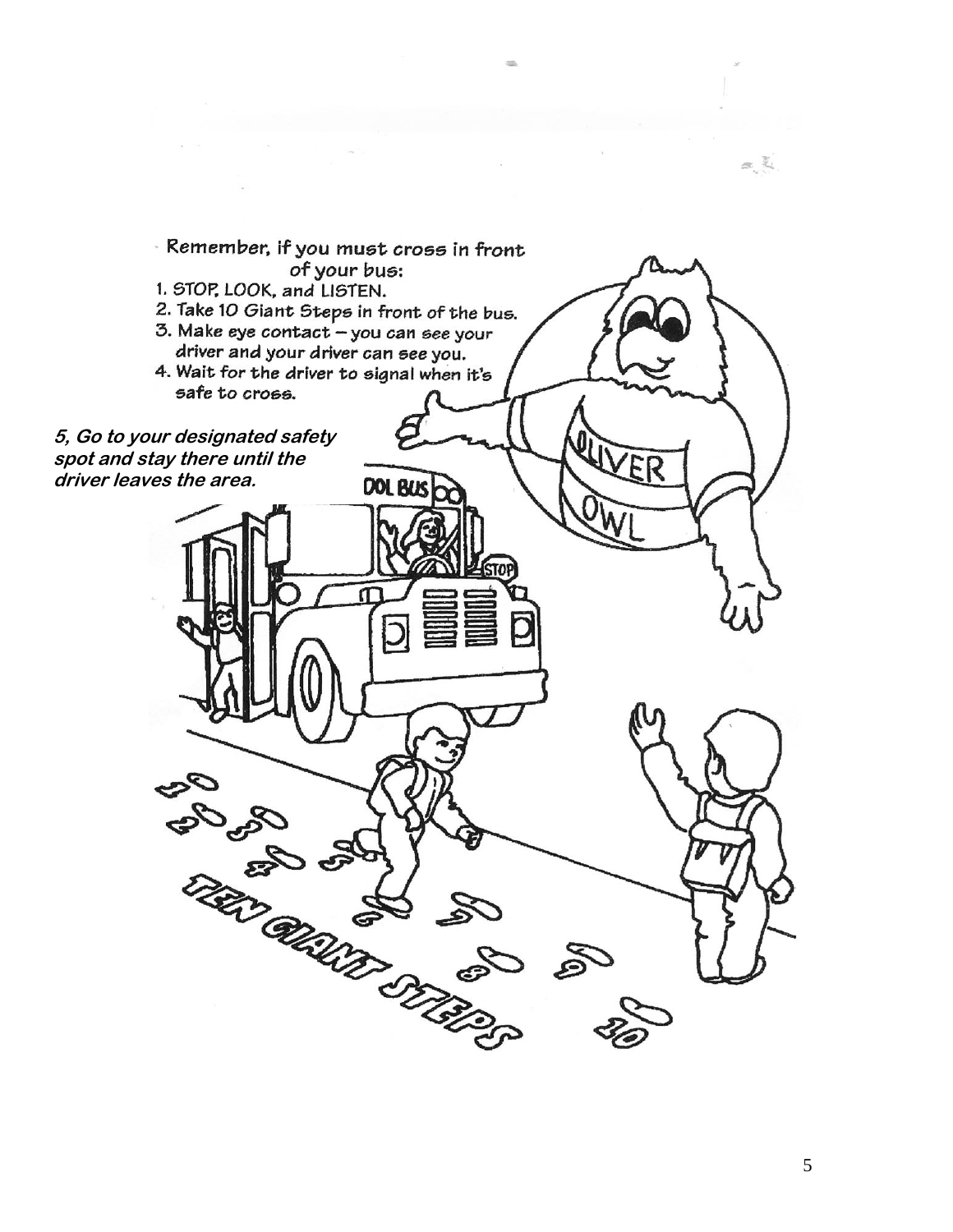Remember, if you must cross in front of your bus:

1. STOP, LOOK, and LISTEN.
2. Take 10 Giant Steps in front of the bus.
3. Make eye contact – you can see your driver and your driver can see you.
4. Wait for the driver to signal when it's safe to cross.

***5, Go to your designated safety spot and stay there until the driver leaves the area.***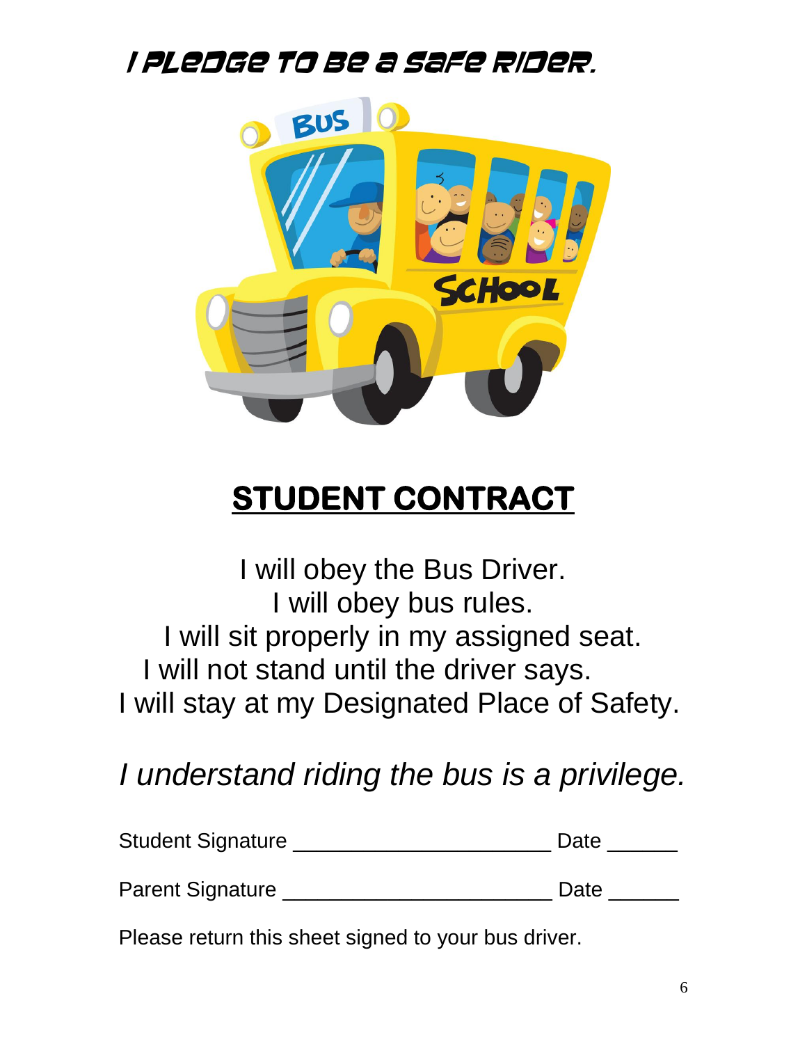# I Pledge to be a Safe Rider.

## STUDENT CONTRACT

I will obey the Bus Driver.
I will obey bus rules.
I will sit properly in my assigned seat.
I will not stand until the driver says.
I will stay at my Designated Place of Safety.

*I understand riding the bus is a privilege.*

Student Signature ______________________ Date ______

Parent Signature _______________________ Date ______

Please return this sheet signed to your bus driver.